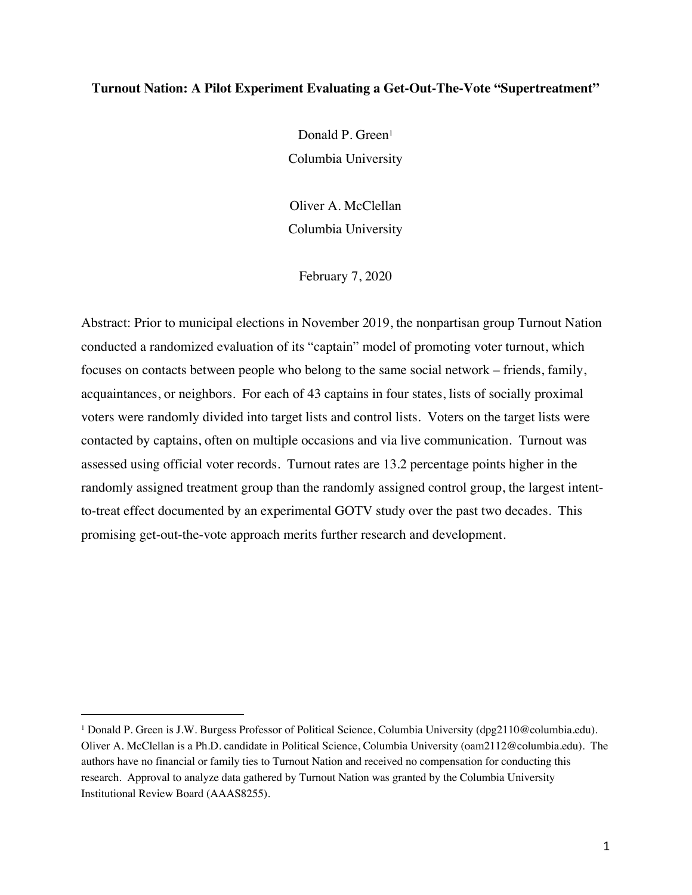**Turnout Nation: A Pilot Experiment Evaluating a Get-Out-The-Vote "Supertreatment"**

Donald P. Green[1]
Columbia University

Oliver A. McClellan
Columbia University

February 7, 2020

Abstract: Prior to municipal elections in November 2019, the nonpartisan group Turnout Nation conducted a randomized evaluation of its "captain" model of promoting voter turnout, which focuses on contacts between people who belong to the same social network – friends, family, acquaintances, or neighbors. For each of 43 captains in four states, lists of socially proximal voters were randomly divided into target lists and control lists. Voters on the target lists were contacted by captains, often on multiple occasions and via live communication. Turnout was assessed using official voter records. Turnout rates are 13.2 percentage points higher in the randomly assigned treatment group than the randomly assigned control group, the largest intent-to-treat effect documented by an experimental GOTV study over the past two decades. This promising get-out-the-vote approach merits further research and development.

[1] Donald P. Green is J.W. Burgess Professor of Political Science, Columbia University (dpg2110@columbia.edu). Oliver A. McClellan is a Ph.D. candidate in Political Science, Columbia University (oam2112@columbia.edu). The authors have no financial or family ties to Turnout Nation and received no compensation for conducting this research. Approval to analyze data gathered by Turnout Nation was granted by the Columbia University Institutional Review Board (AAAS8255).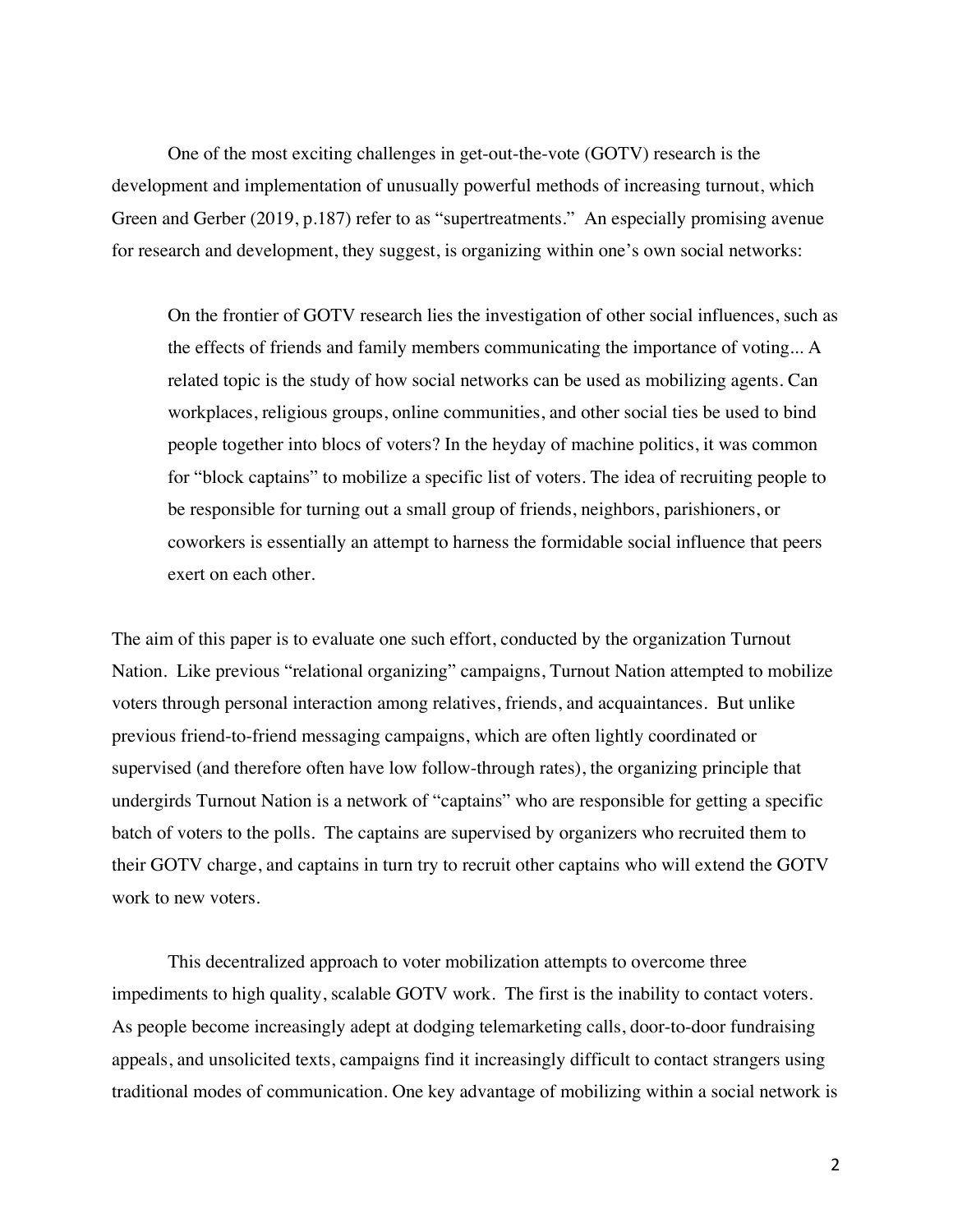One of the most exciting challenges in get-out-the-vote (GOTV) research is the development and implementation of unusually powerful methods of increasing turnout, which Green and Gerber (2019, p.187) refer to as "supertreatments." An especially promising avenue for research and development, they suggest, is organizing within one's own social networks:

> On the frontier of GOTV research lies the investigation of other social influences, such as the effects of friends and family members communicating the importance of voting... A related topic is the study of how social networks can be used as mobilizing agents. Can workplaces, religious groups, online communities, and other social ties be used to bind people together into blocs of voters? In the heyday of machine politics, it was common for "block captains" to mobilize a specific list of voters. The idea of recruiting people to be responsible for turning out a small group of friends, neighbors, parishioners, or coworkers is essentially an attempt to harness the formidable social influence that peers exert on each other.

The aim of this paper is to evaluate one such effort, conducted by the organization Turnout Nation. Like previous "relational organizing" campaigns, Turnout Nation attempted to mobilize voters through personal interaction among relatives, friends, and acquaintances. But unlike previous friend-to-friend messaging campaigns, which are often lightly coordinated or supervised (and therefore often have low follow-through rates), the organizing principle that undergirds Turnout Nation is a network of "captains" who are responsible for getting a specific batch of voters to the polls. The captains are supervised by organizers who recruited them to their GOTV charge, and captains in turn try to recruit other captains who will extend the GOTV work to new voters.

This decentralized approach to voter mobilization attempts to overcome three impediments to high quality, scalable GOTV work. The first is the inability to contact voters. As people become increasingly adept at dodging telemarketing calls, door-to-door fundraising appeals, and unsolicited texts, campaigns find it increasingly difficult to contact strangers using traditional modes of communication. One key advantage of mobilizing within a social network is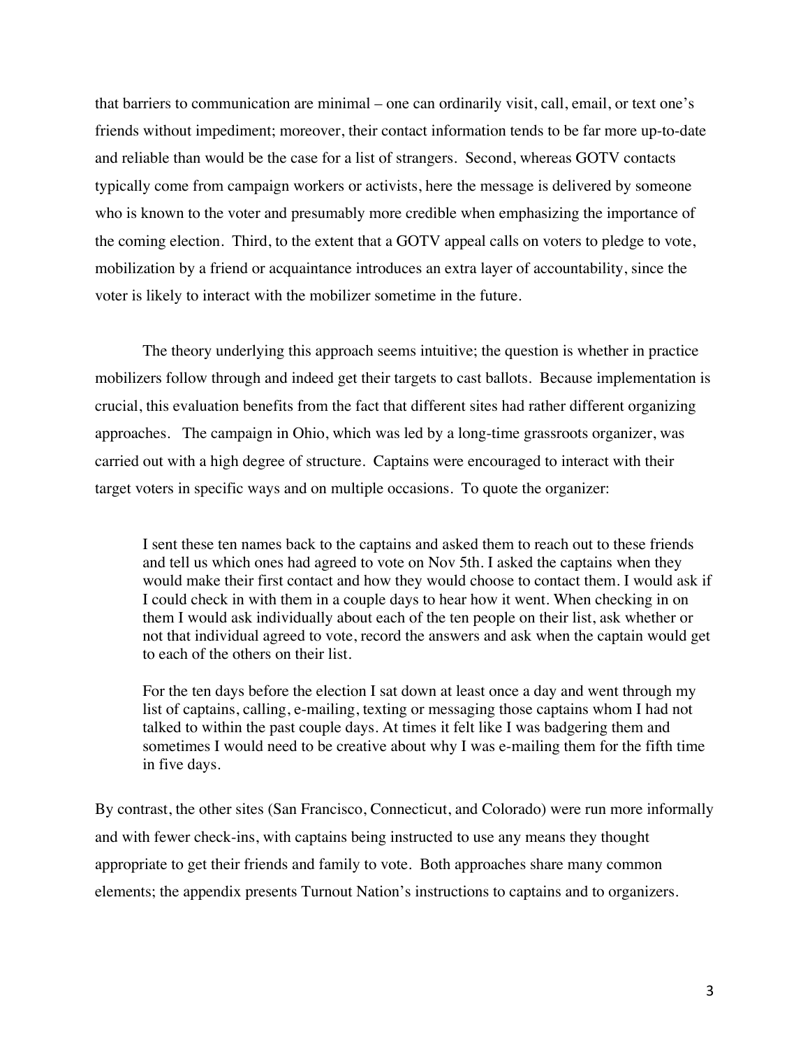that barriers to communication are minimal – one can ordinarily visit, call, email, or text one's friends without impediment; moreover, their contact information tends to be far more up-to-date and reliable than would be the case for a list of strangers. Second, whereas GOTV contacts typically come from campaign workers or activists, here the message is delivered by someone who is known to the voter and presumably more credible when emphasizing the importance of the coming election. Third, to the extent that a GOTV appeal calls on voters to pledge to vote, mobilization by a friend or acquaintance introduces an extra layer of accountability, since the voter is likely to interact with the mobilizer sometime in the future.

The theory underlying this approach seems intuitive; the question is whether in practice mobilizers follow through and indeed get their targets to cast ballots. Because implementation is crucial, this evaluation benefits from the fact that different sites had rather different organizing approaches. The campaign in Ohio, which was led by a long-time grassroots organizer, was carried out with a high degree of structure. Captains were encouraged to interact with their target voters in specific ways and on multiple occasions. To quote the organizer:

> I sent these ten names back to the captains and asked them to reach out to these friends and tell us which ones had agreed to vote on Nov 5th. I asked the captains when they would make their first contact and how they would choose to contact them. I would ask if I could check in with them in a couple days to hear how it went. When checking in on them I would ask individually about each of the ten people on their list, ask whether or not that individual agreed to vote, record the answers and ask when the captain would get to each of the others on their list.
>
> For the ten days before the election I sat down at least once a day and went through my list of captains, calling, e-mailing, texting or messaging those captains whom I had not talked to within the past couple days. At times it felt like I was badgering them and sometimes I would need to be creative about why I was e-mailing them for the fifth time in five days.

By contrast, the other sites (San Francisco, Connecticut, and Colorado) were run more informally and with fewer check-ins, with captains being instructed to use any means they thought appropriate to get their friends and family to vote. Both approaches share many common elements; the appendix presents Turnout Nation's instructions to captains and to organizers.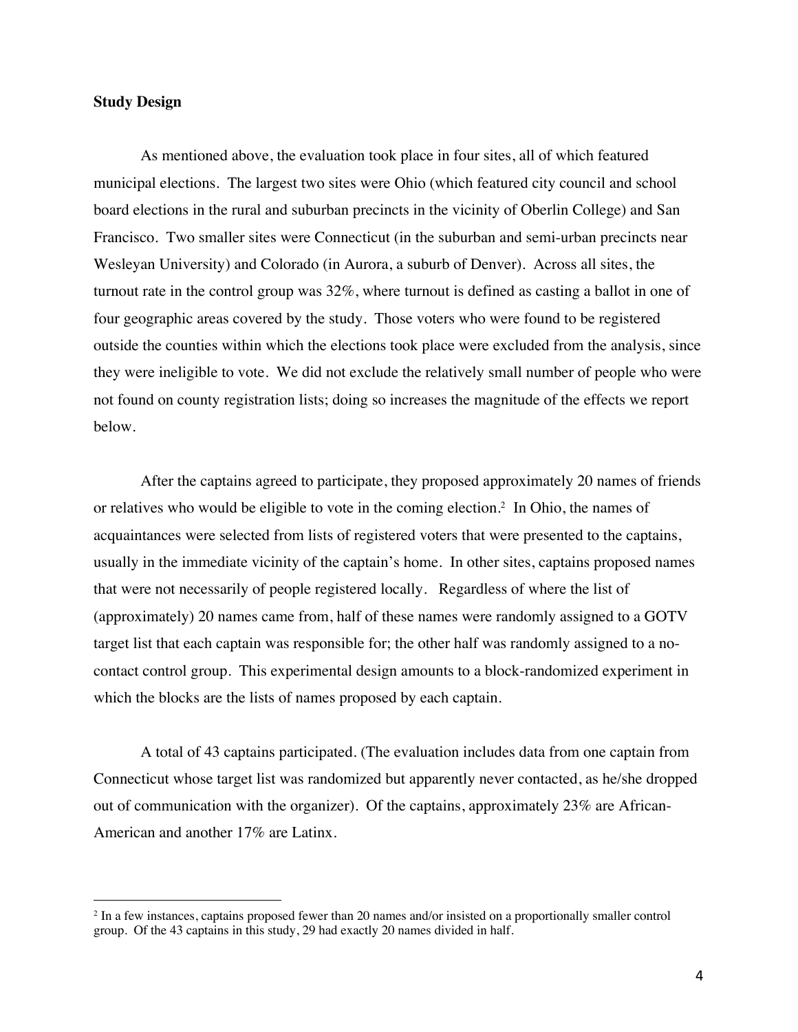**Study Design**

As mentioned above, the evaluation took place in four sites, all of which featured municipal elections. The largest two sites were Ohio (which featured city council and school board elections in the rural and suburban precincts in the vicinity of Oberlin College) and San Francisco. Two smaller sites were Connecticut (in the suburban and semi-urban precincts near Wesleyan University) and Colorado (in Aurora, a suburb of Denver). Across all sites, the turnout rate in the control group was 32%, where turnout is defined as casting a ballot in one of four geographic areas covered by the study. Those voters who were found to be registered outside the counties within which the elections took place were excluded from the analysis, since they were ineligible to vote. We did not exclude the relatively small number of people who were not found on county registration lists; doing so increases the magnitude of the effects we report below.

After the captains agreed to participate, they proposed approximately 20 names of friends or relatives who would be eligible to vote in the coming election.[2] In Ohio, the names of acquaintances were selected from lists of registered voters that were presented to the captains, usually in the immediate vicinity of the captain's home. In other sites, captains proposed names that were not necessarily of people registered locally. Regardless of where the list of (approximately) 20 names came from, half of these names were randomly assigned to a GOTV target list that each captain was responsible for; the other half was randomly assigned to a no-contact control group. This experimental design amounts to a block-randomized experiment in which the blocks are the lists of names proposed by each captain.

A total of 43 captains participated. (The evaluation includes data from one captain from Connecticut whose target list was randomized but apparently never contacted, as he/she dropped out of communication with the organizer). Of the captains, approximately 23% are African-American and another 17% are Latinx.

[2] In a few instances, captains proposed fewer than 20 names and/or insisted on a proportionally smaller control group. Of the 43 captains in this study, 29 had exactly 20 names divided in half.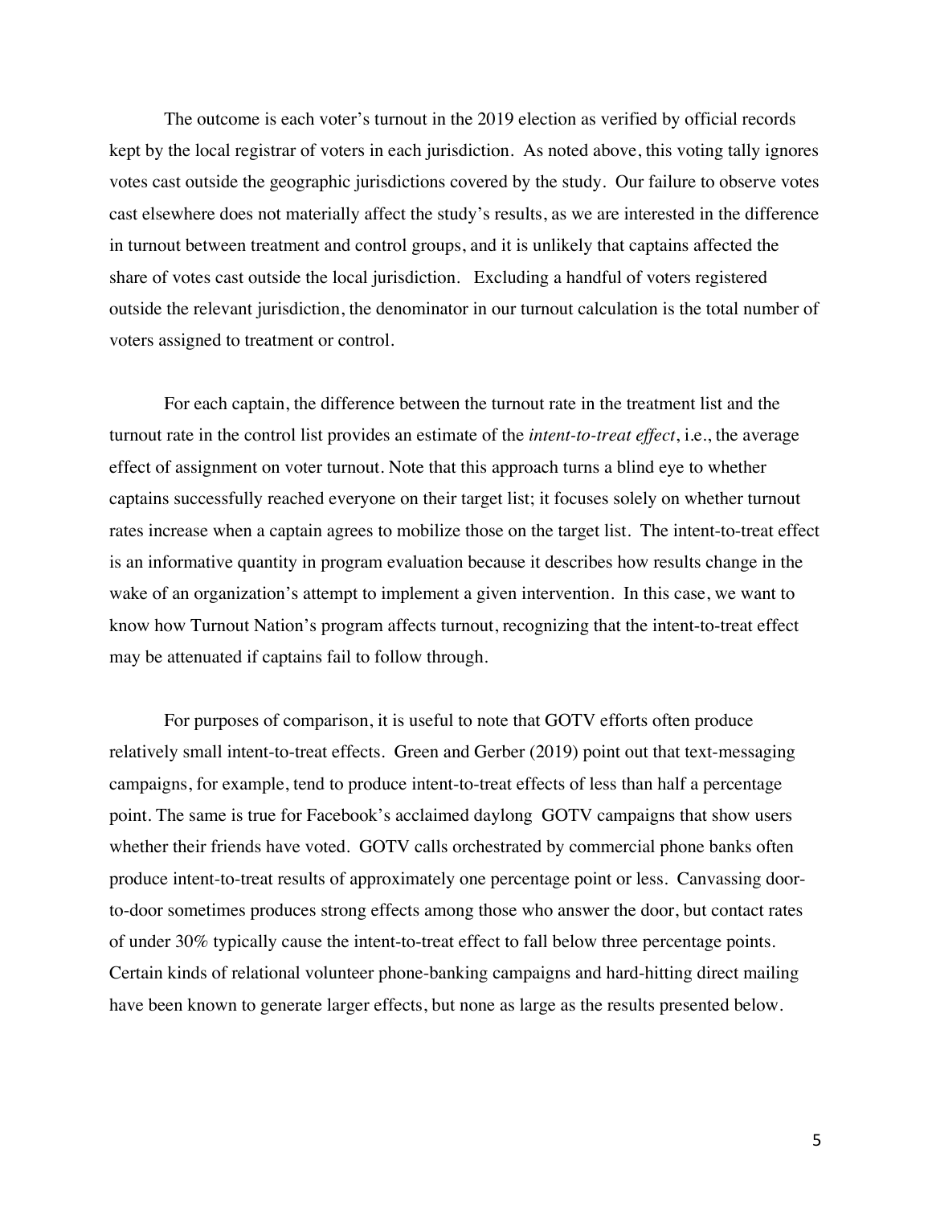The outcome is each voter's turnout in the 2019 election as verified by official records kept by the local registrar of voters in each jurisdiction. As noted above, this voting tally ignores votes cast outside the geographic jurisdictions covered by the study. Our failure to observe votes cast elsewhere does not materially affect the study's results, as we are interested in the difference in turnout between treatment and control groups, and it is unlikely that captains affected the share of votes cast outside the local jurisdiction. Excluding a handful of voters registered outside the relevant jurisdiction, the denominator in our turnout calculation is the total number of voters assigned to treatment or control.

For each captain, the difference between the turnout rate in the treatment list and the turnout rate in the control list provides an estimate of the *intent-to-treat effect*, i.e., the average effect of assignment on voter turnout. Note that this approach turns a blind eye to whether captains successfully reached everyone on their target list; it focuses solely on whether turnout rates increase when a captain agrees to mobilize those on the target list. The intent-to-treat effect is an informative quantity in program evaluation because it describes how results change in the wake of an organization's attempt to implement a given intervention. In this case, we want to know how Turnout Nation's program affects turnout, recognizing that the intent-to-treat effect may be attenuated if captains fail to follow through.

For purposes of comparison, it is useful to note that GOTV efforts often produce relatively small intent-to-treat effects. Green and Gerber (2019) point out that text-messaging campaigns, for example, tend to produce intent-to-treat effects of less than half a percentage point. The same is true for Facebook's acclaimed daylong GOTV campaigns that show users whether their friends have voted. GOTV calls orchestrated by commercial phone banks often produce intent-to-treat results of approximately one percentage point or less. Canvassing door-to-door sometimes produces strong effects among those who answer the door, but contact rates of under 30% typically cause the intent-to-treat effect to fall below three percentage points. Certain kinds of relational volunteer phone-banking campaigns and hard-hitting direct mailing have been known to generate larger effects, but none as large as the results presented below.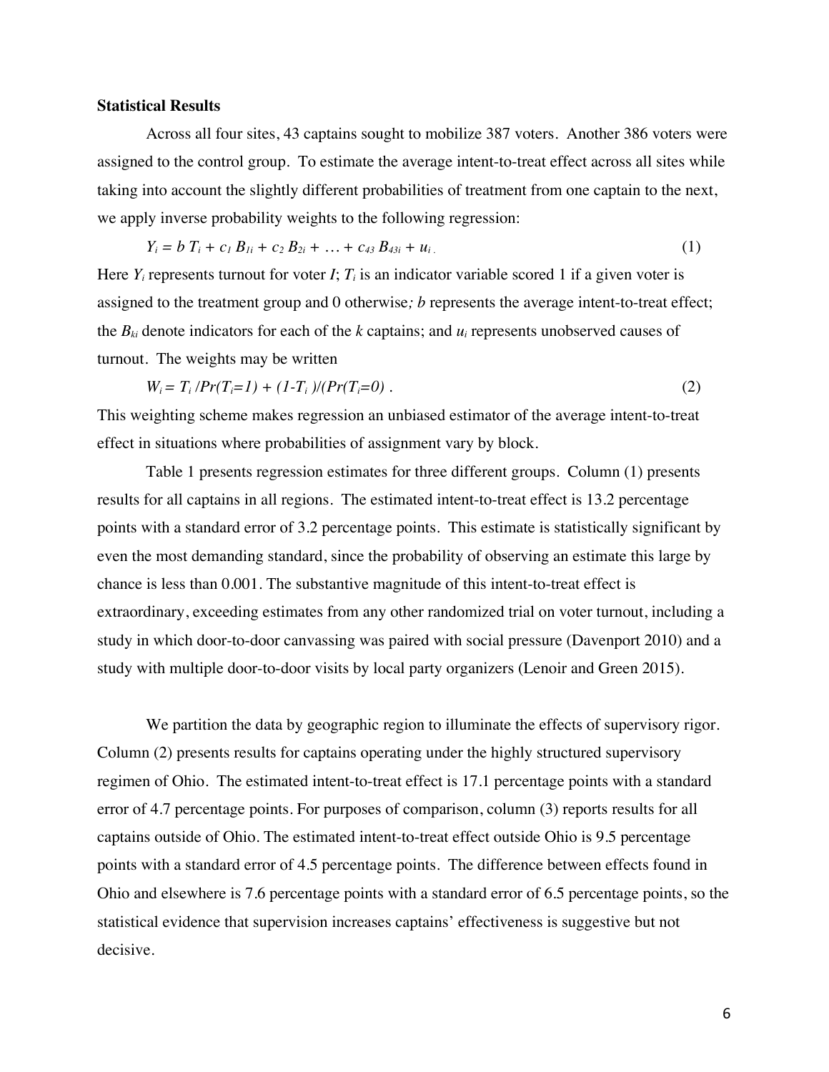**Statistical Results**

Across all four sites, 43 captains sought to mobilize 387 voters. Another 386 voters were assigned to the control group. To estimate the average intent-to-treat effect across all sites while taking into account the slightly different probabilities of treatment from one captain to the next, we apply inverse probability weights to the following regression:

$$Y_i = b\,T_i + c_1 B_{1i} + c_2 B_{2i} + \ldots + c_{43} B_{43i} + u_i \,. \qquad (1)$$

Here $Y_i$ represents turnout for voter $I$; $T_i$ is an indicator variable scored 1 if a given voter is assigned to the treatment group and 0 otherwise; $b$ represents the average intent-to-treat effect; the $B_{ki}$ denote indicators for each of the $k$ captains; and $u_i$ represents unobserved causes of turnout. The weights may be written

$$W_i = T_i / Pr(T_i=1) + (1-T_i)/(Pr(T_i=0)\,. \qquad (2)$$

This weighting scheme makes regression an unbiased estimator of the average intent-to-treat effect in situations where probabilities of assignment vary by block.

Table 1 presents regression estimates for three different groups. Column (1) presents results for all captains in all regions. The estimated intent-to-treat effect is 13.2 percentage points with a standard error of 3.2 percentage points. This estimate is statistically significant by even the most demanding standard, since the probability of observing an estimate this large by chance is less than 0.001. The substantive magnitude of this intent-to-treat effect is extraordinary, exceeding estimates from any other randomized trial on voter turnout, including a study in which door-to-door canvassing was paired with social pressure (Davenport 2010) and a study with multiple door-to-door visits by local party organizers (Lenoir and Green 2015).

We partition the data by geographic region to illuminate the effects of supervisory rigor. Column (2) presents results for captains operating under the highly structured supervisory regimen of Ohio. The estimated intent-to-treat effect is 17.1 percentage points with a standard error of 4.7 percentage points. For purposes of comparison, column (3) reports results for all captains outside of Ohio. The estimated intent-to-treat effect outside Ohio is 9.5 percentage points with a standard error of 4.5 percentage points. The difference between effects found in Ohio and elsewhere is 7.6 percentage points with a standard error of 6.5 percentage points, so the statistical evidence that supervision increases captains' effectiveness is suggestive but not decisive.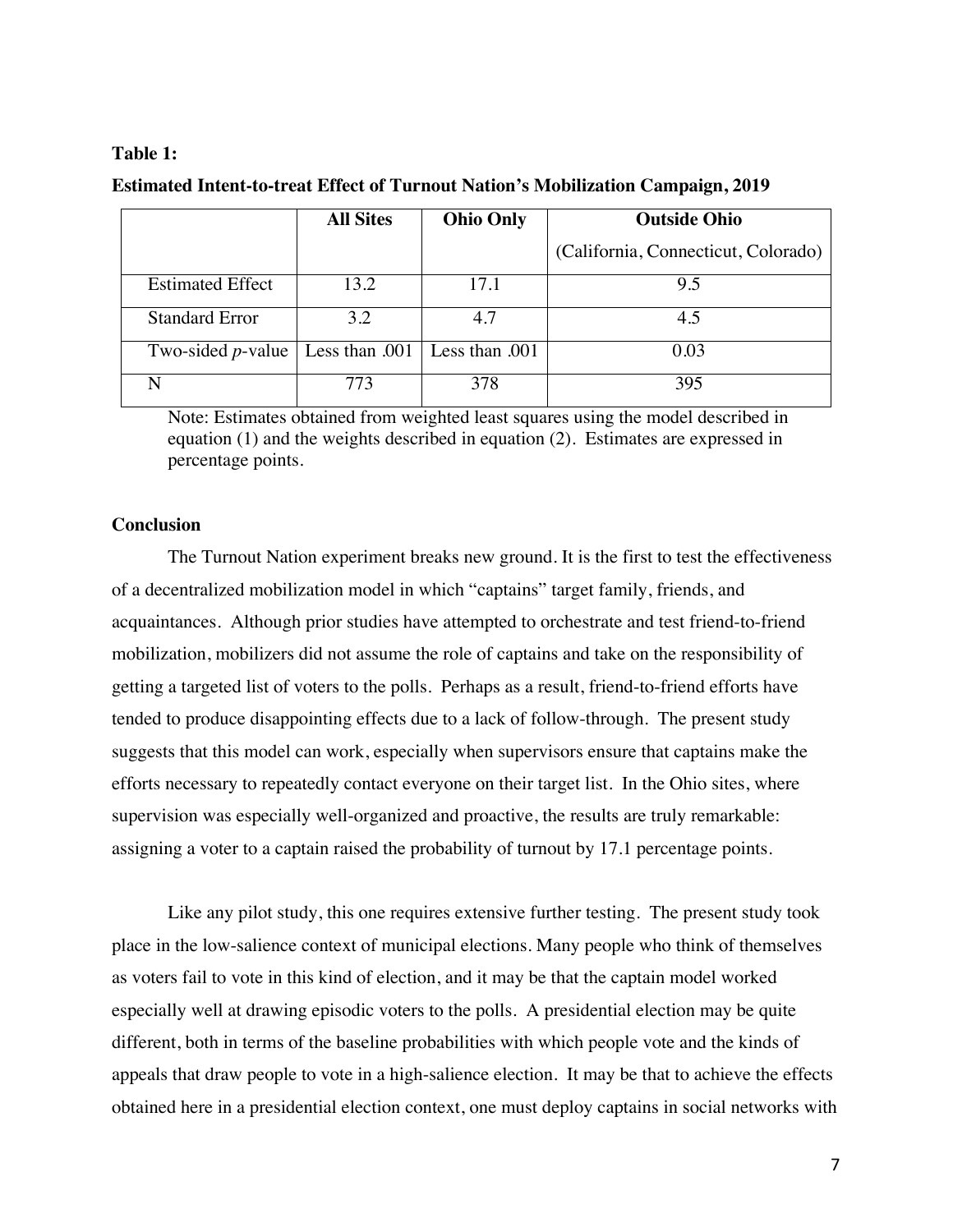**Table 1:**

**Estimated Intent-to-treat Effect of Turnout Nation's Mobilization Campaign, 2019**

| | **All Sites** | **Ohio Only** | **Outside Ohio** (California, Connecticut, Colorado) |
|---|---|---|---|
| Estimated Effect | 13.2 | 17.1 | 9.5 |
| Standard Error | 3.2 | 4.7 | 4.5 |
| Two-sided *p*-value | Less than .001 | Less than .001 | 0.03 |
| N | 773 | 378 | 395 |

Note: Estimates obtained from weighted least squares using the model described in equation (1) and the weights described in equation (2). Estimates are expressed in percentage points.

### Conclusion

The Turnout Nation experiment breaks new ground. It is the first to test the effectiveness of a decentralized mobilization model in which "captains" target family, friends, and acquaintances. Although prior studies have attempted to orchestrate and test friend-to-friend mobilization, mobilizers did not assume the role of captains and take on the responsibility of getting a targeted list of voters to the polls. Perhaps as a result, friend-to-friend efforts have tended to produce disappointing effects due to a lack of follow-through. The present study suggests that this model can work, especially when supervisors ensure that captains make the efforts necessary to repeatedly contact everyone on their target list. In the Ohio sites, where supervision was especially well-organized and proactive, the results are truly remarkable: assigning a voter to a captain raised the probability of turnout by 17.1 percentage points.

Like any pilot study, this one requires extensive further testing. The present study took place in the low-salience context of municipal elections. Many people who think of themselves as voters fail to vote in this kind of election, and it may be that the captain model worked especially well at drawing episodic voters to the polls. A presidential election may be quite different, both in terms of the baseline probabilities with which people vote and the kinds of appeals that draw people to vote in a high-salience election. It may be that to achieve the effects obtained here in a presidential election context, one must deploy captains in social networks with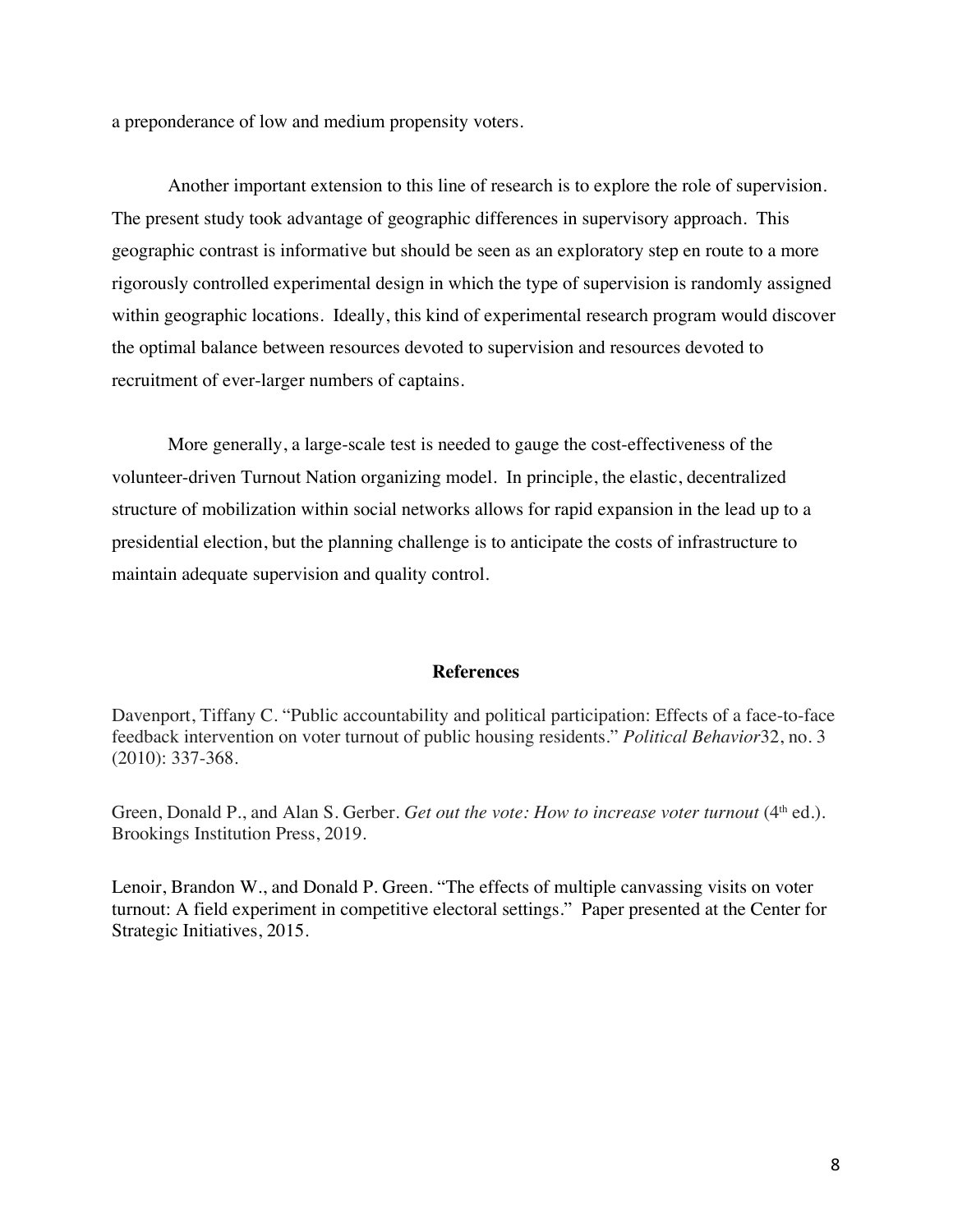a preponderance of low and medium propensity voters.

Another important extension to this line of research is to explore the role of supervision. The present study took advantage of geographic differences in supervisory approach. This geographic contrast is informative but should be seen as an exploratory step en route to a more rigorously controlled experimental design in which the type of supervision is randomly assigned within geographic locations. Ideally, this kind of experimental research program would discover the optimal balance between resources devoted to supervision and resources devoted to recruitment of ever-larger numbers of captains.

More generally, a large-scale test is needed to gauge the cost-effectiveness of the volunteer-driven Turnout Nation organizing model. In principle, the elastic, decentralized structure of mobilization within social networks allows for rapid expansion in the lead up to a presidential election, but the planning challenge is to anticipate the costs of infrastructure to maintain adequate supervision and quality control.

## References

Davenport, Tiffany C. "Public accountability and political participation: Effects of a face-to-face feedback intervention on voter turnout of public housing residents." *Political Behavior*32, no. 3 (2010): 337-368.

Green, Donald P., and Alan S. Gerber. *Get out the vote: How to increase voter turnout* (4th ed.). Brookings Institution Press, 2019.

Lenoir, Brandon W., and Donald P. Green. "The effects of multiple canvassing visits on voter turnout: A field experiment in competitive electoral settings." Paper presented at the Center for Strategic Initiatives, 2015.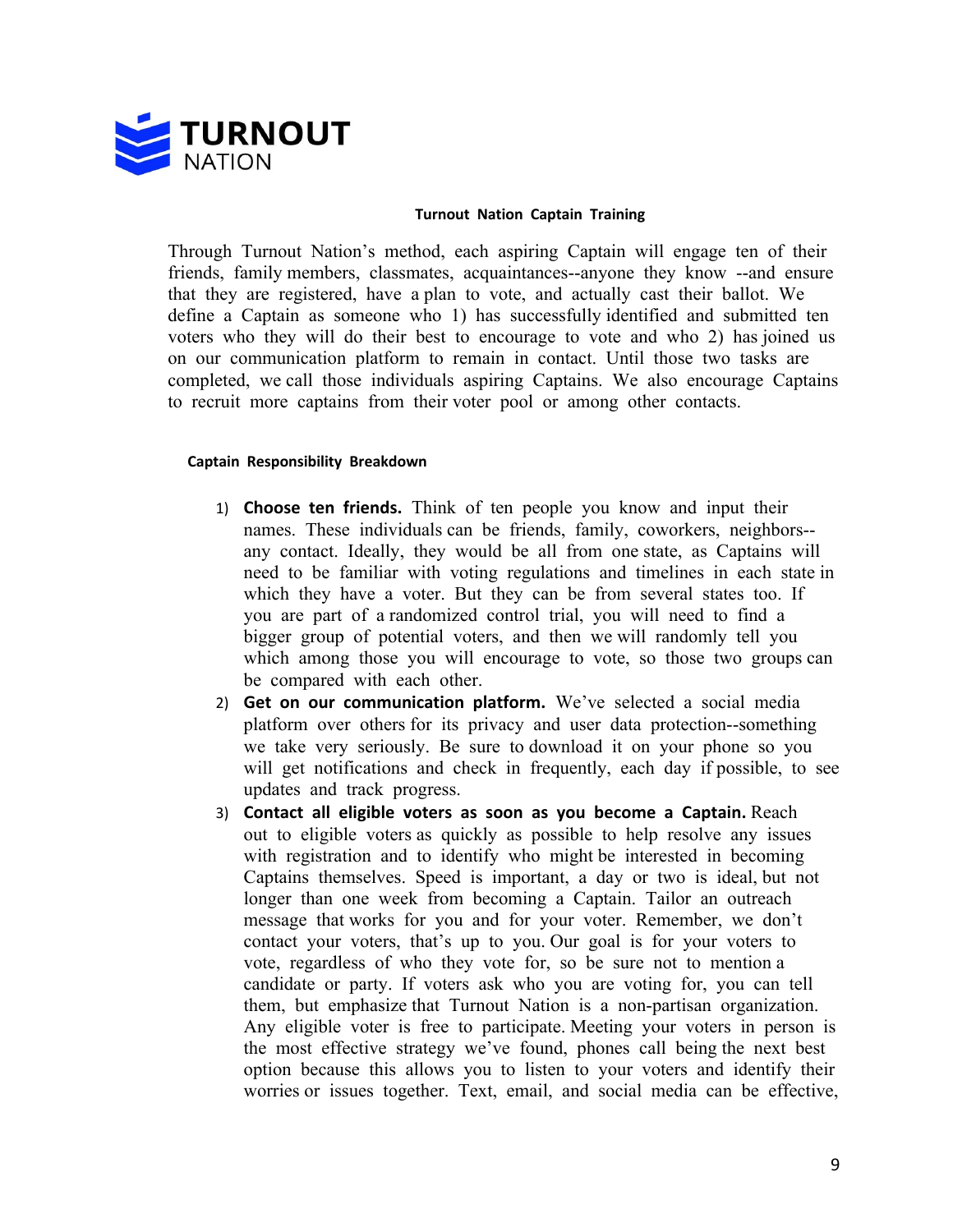# TURNOUT NATION

## Turnout Nation Captain Training

Through Turnout Nation's method, each aspiring Captain will engage ten of their friends, family members, classmates, acquaintances--anyone they know --and ensure that they are registered, have a plan to vote, and actually cast their ballot. We define a Captain as someone who 1) has successfully identified and submitted ten voters who they will do their best to encourage to vote and who 2) has joined us on our communication platform to remain in contact. Until those two tasks are completed, we call those individuals aspiring Captains. We also encourage Captains to recruit more captains from their voter pool or among other contacts.

### Captain Responsibility Breakdown

1) **Choose ten friends.** Think of ten people you know and input their names. These individuals can be friends, family, coworkers, neighbors--any contact. Ideally, they would be all from one state, as Captains will need to be familiar with voting regulations and timelines in each state in which they have a voter. But they can be from several states too. If you are part of a randomized control trial, you will need to find a bigger group of potential voters, and then we will randomly tell you which among those you will encourage to vote, so those two groups can be compared with each other.
2) **Get on our communication platform.** We've selected a social media platform over others for its privacy and user data protection--something we take very seriously. Be sure to download it on your phone so you will get notifications and check in frequently, each day if possible, to see updates and track progress.
3) **Contact all eligible voters as soon as you become a Captain.** Reach out to eligible voters as quickly as possible to help resolve any issues with registration and to identify who might be interested in becoming Captains themselves. Speed is important, a day or two is ideal, but not longer than one week from becoming a Captain. Tailor an outreach message that works for you and for your voter. Remember, we don't contact your voters, that's up to you. Our goal is for your voters to vote, regardless of who they vote for, so be sure not to mention a candidate or party. If voters ask who you are voting for, you can tell them, but emphasize that Turnout Nation is a non-partisan organization. Any eligible voter is free to participate. Meeting your voters in person is the most effective strategy we've found, phones call being the next best option because this allows you to listen to your voters and identify their worries or issues together. Text, email, and social media can be effective,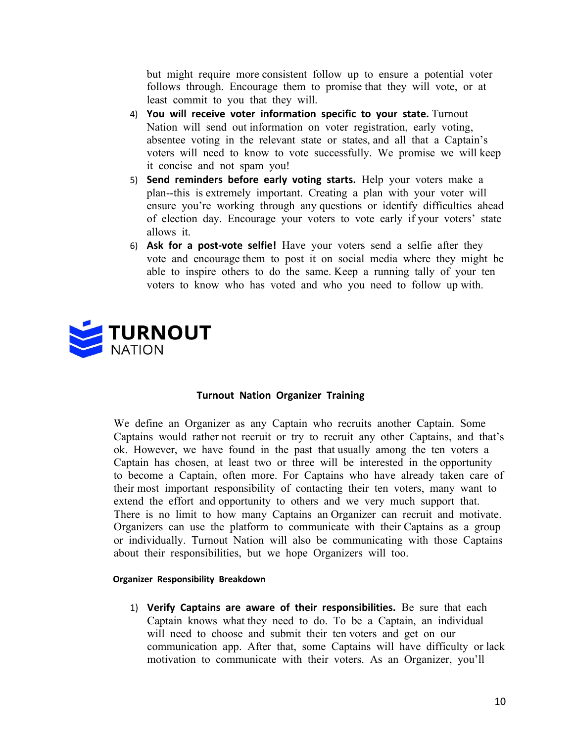but might require more consistent follow up to ensure a potential voter follows through. Encourage them to promise that they will vote, or at least commit to you that they will.

4) **You will receive voter information specific to your state.** Turnout Nation will send out information on voter registration, early voting, absentee voting in the relevant state or states, and all that a Captain's voters will need to know to vote successfully. We promise we will keep it concise and not spam you!
5) **Send reminders before early voting starts.** Help your voters make a plan--this is extremely important. Creating a plan with your voter will ensure you're working through any questions or identify difficulties ahead of election day. Encourage your voters to vote early if your voters' state allows it.
6) **Ask for a post-vote selfie!** Have your voters send a selfie after they vote and encourage them to post it on social media where they might be able to inspire others to do the same. Keep a running tally of your ten voters to know who has voted and who you need to follow up with.

**TURNOUT NATION**

## Turnout Nation Organizer Training

We define an Organizer as any Captain who recruits another Captain. Some Captains would rather not recruit or try to recruit any other Captains, and that's ok. However, we have found in the past that usually among the ten voters a Captain has chosen, at least two or three will be interested in the opportunity to become a Captain, often more. For Captains who have already taken care of their most important responsibility of contacting their ten voters, many want to extend the effort and opportunity to others and we very much support that. There is no limit to how many Captains an Organizer can recruit and motivate. Organizers can use the platform to communicate with their Captains as a group or individually. Turnout Nation will also be communicating with those Captains about their responsibilities, but we hope Organizers will too.

### Organizer Responsibility Breakdown

1) **Verify Captains are aware of their responsibilities.** Be sure that each Captain knows what they need to do. To be a Captain, an individual will need to choose and submit their ten voters and get on our communication app. After that, some Captains will have difficulty or lack motivation to communicate with their voters. As an Organizer, you'll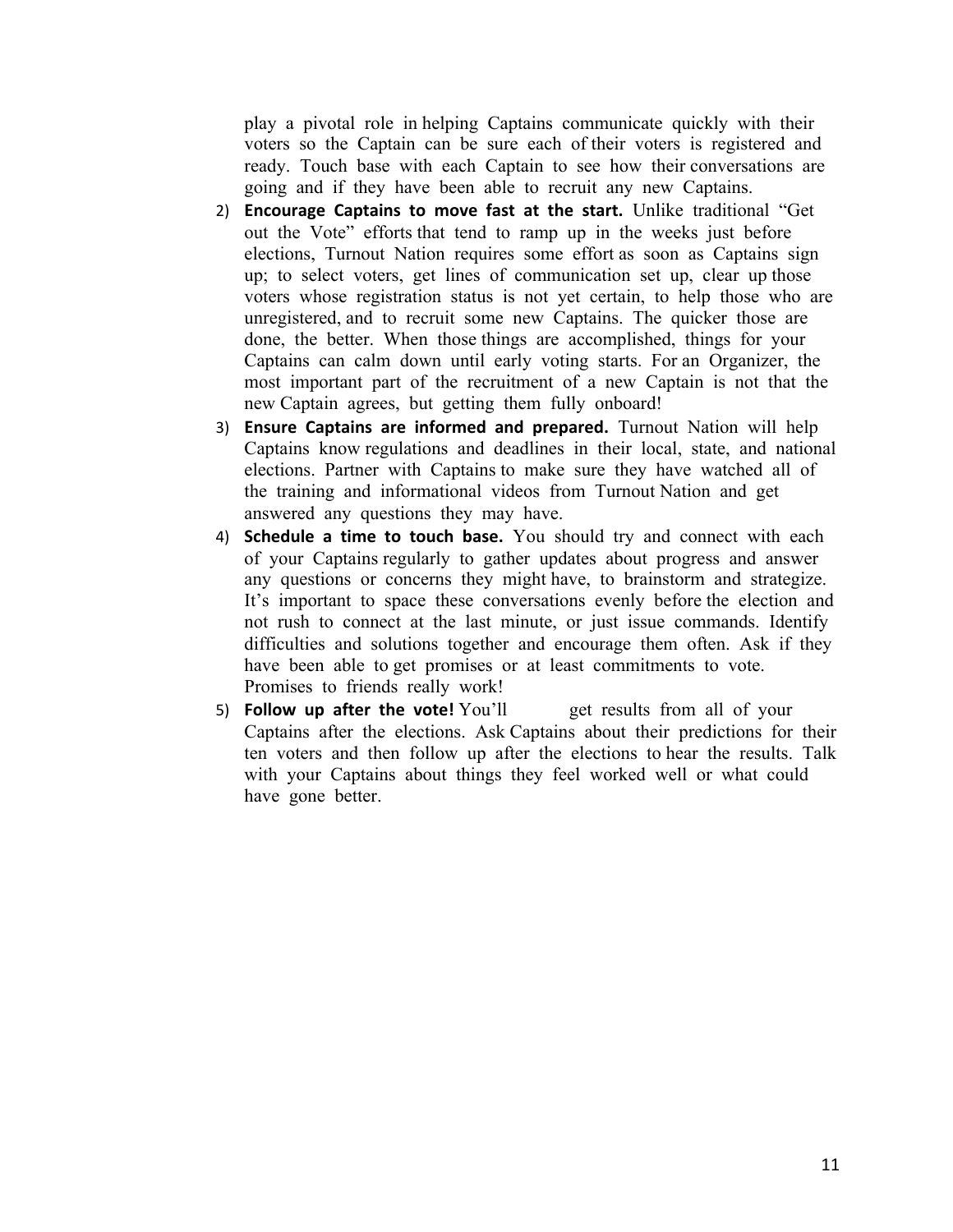play a pivotal role in helping Captains communicate quickly with their voters so the Captain can be sure each of their voters is registered and ready. Touch base with each Captain to see how their conversations are going and if they have been able to recruit any new Captains.

2) **Encourage Captains to move fast at the start.** Unlike traditional "Get out the Vote" efforts that tend to ramp up in the weeks just before elections, Turnout Nation requires some effort as soon as Captains sign up; to select voters, get lines of communication set up, clear up those voters whose registration status is not yet certain, to help those who are unregistered, and to recruit some new Captains. The quicker those are done, the better. When those things are accomplished, things for your Captains can calm down until early voting starts. For an Organizer, the most important part of the recruitment of a new Captain is not that the new Captain agrees, but getting them fully onboard!
3) **Ensure Captains are informed and prepared.** Turnout Nation will help Captains know regulations and deadlines in their local, state, and national elections. Partner with Captains to make sure they have watched all of the training and informational videos from Turnout Nation and get answered any questions they may have.
4) **Schedule a time to touch base.** You should try and connect with each of your Captains regularly to gather updates about progress and answer any questions or concerns they might have, to brainstorm and strategize. It's important to space these conversations evenly before the election and not rush to connect at the last minute, or just issue commands. Identify difficulties and solutions together and encourage them often. Ask if they have been able to get promises or at least commitments to vote. Promises to friends really work!
5) **Follow up after the vote!** You'll get results from all of your Captains after the elections. Ask Captains about their predictions for their ten voters and then follow up after the elections to hear the results. Talk with your Captains about things they feel worked well or what could have gone better.